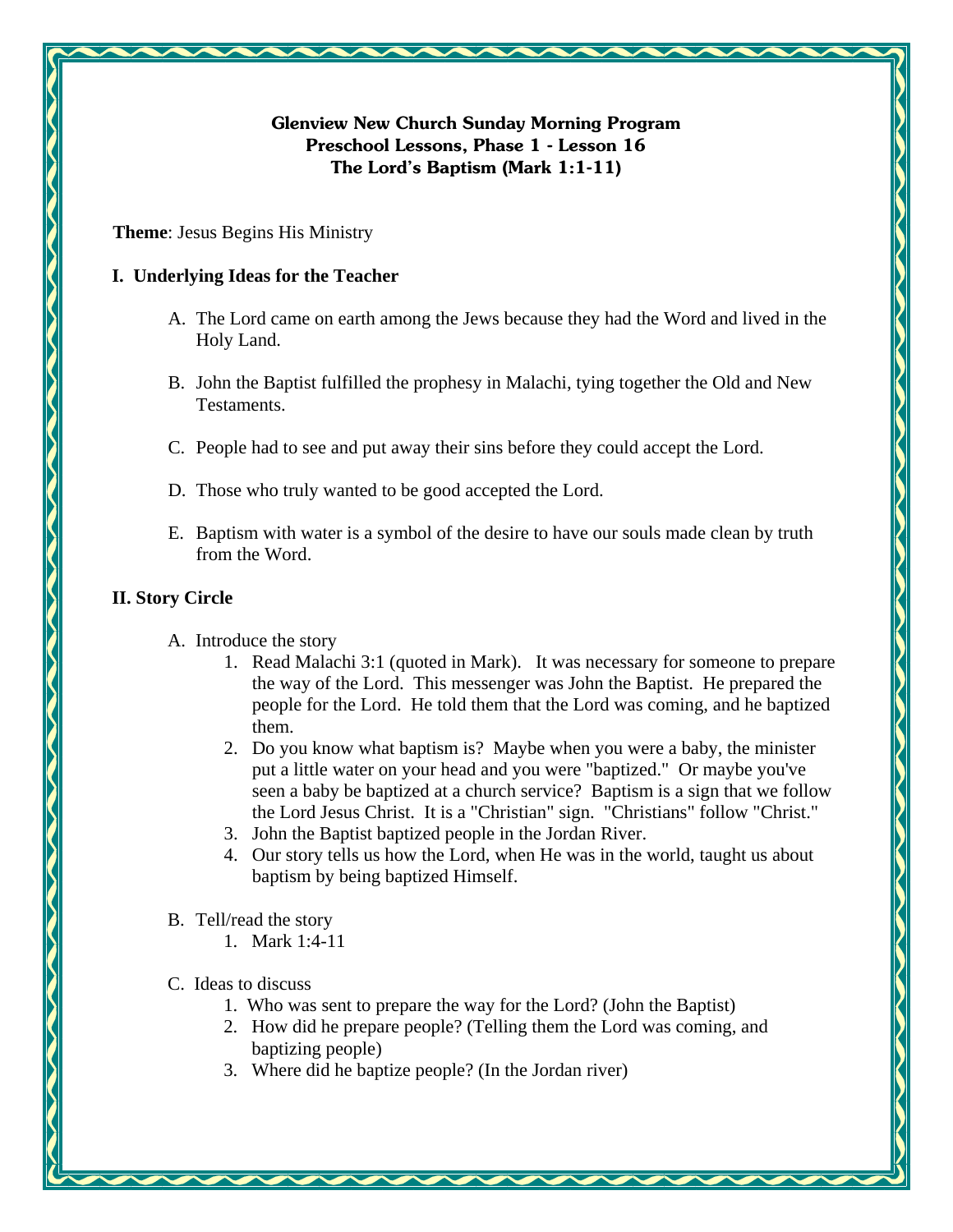**Glenview New Church Sunday Morning Program**
**Preschool Lessons, Phase 1 - Lesson 16**
**The Lord's Baptism (Mark 1:1-11)**

**Theme**: Jesus Begins His Ministry

## I. Underlying Ideas for the Teacher

A. The Lord came on earth among the Jews because they had the Word and lived in the Holy Land.

B. John the Baptist fulfilled the prophesy in Malachi, tying together the Old and New Testaments.

C. People had to see and put away their sins before they could accept the Lord.

D. Those who truly wanted to be good accepted the Lord.

E. Baptism with water is a symbol of the desire to have our souls made clean by truth from the Word.

## II. Story Circle

A. Introduce the story

1. Read Malachi 3:1 (quoted in Mark). It was necessary for someone to prepare the way of the Lord. This messenger was John the Baptist. He prepared the people for the Lord. He told them that the Lord was coming, and he baptized them.
2. Do you know what baptism is? Maybe when you were a baby, the minister put a little water on your head and you were "baptized." Or maybe you've seen a baby be baptized at a church service? Baptism is a sign that we follow the Lord Jesus Christ. It is a "Christian" sign. "Christians" follow "Christ."
3. John the Baptist baptized people in the Jordan River.
4. Our story tells us how the Lord, when He was in the world, taught us about baptism by being baptized Himself.

B. Tell/read the story

1. Mark 1:4-11

C. Ideas to discuss

1. Who was sent to prepare the way for the Lord? (John the Baptist)
2. How did he prepare people? (Telling them the Lord was coming, and baptizing people)
3. Where did he baptize people? (In the Jordan river)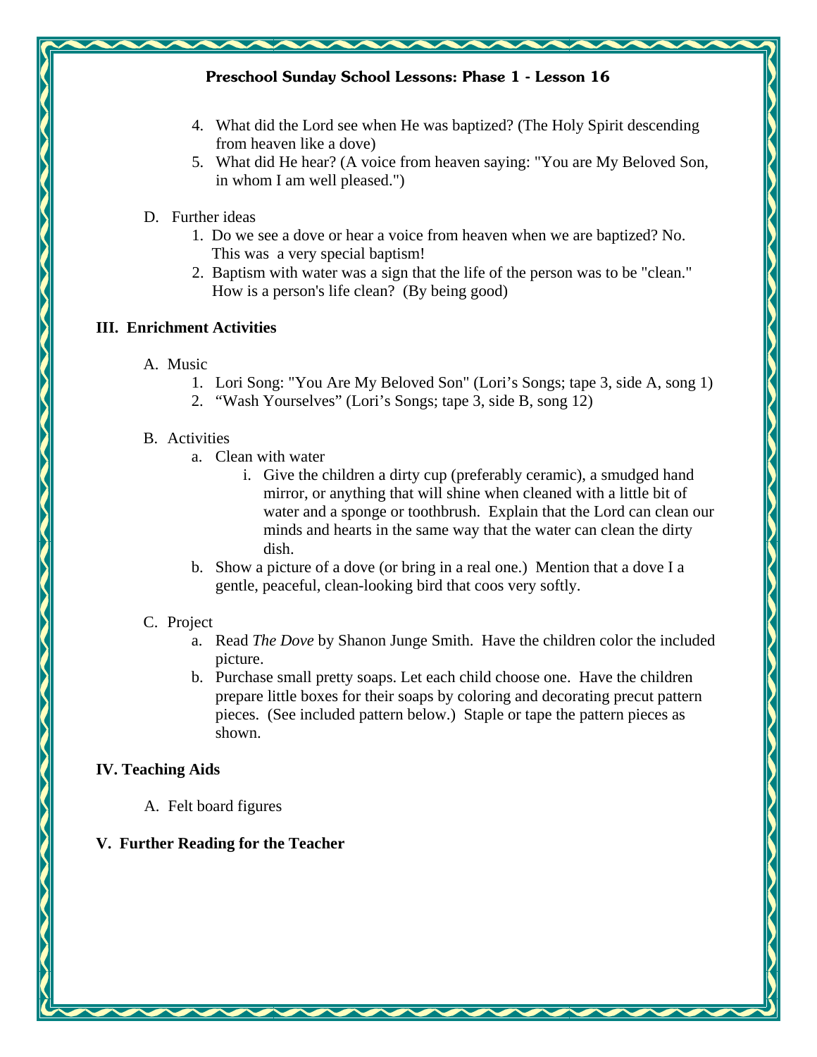4. What did the Lord see when He was baptized? (The Holy Spirit descending from heaven like a dove)
5. What did He hear? (A voice from heaven saying: "You are My Beloved Son, in whom I am well pleased.")

D. Further ideas
   1. Do we see a dove or hear a voice from heaven when we are baptized? No. This was a very special baptism!
   2. Baptism with water was a sign that the life of the person was to be "clean." How is a person's life clean? (By being good)

## III. Enrichment Activities

A. Music
   1. Lori Song: "You Are My Beloved Son" (Lori's Songs; tape 3, side A, song 1)
   2. "Wash Yourselves" (Lori's Songs; tape 3, side B, song 12)

B. Activities
   a. Clean with water
      i. Give the children a dirty cup (preferably ceramic), a smudged hand mirror, or anything that will shine when cleaned with a little bit of water and a sponge or toothbrush. Explain that the Lord can clean our minds and hearts in the same way that the water can clean the dirty dish.
   b. Show a picture of a dove (or bring in a real one.) Mention that a dove I a gentle, peaceful, clean-looking bird that coos very softly.

C. Project
   a. Read *The Dove* by Shanon Junge Smith. Have the children color the included picture.
   b. Purchase small pretty soaps. Let each child choose one. Have the children prepare little boxes for their soaps by coloring and decorating precut pattern pieces. (See included pattern below.) Staple or tape the pattern pieces as shown.

## IV. Teaching Aids

A. Felt board figures

## V. Further Reading for the Teacher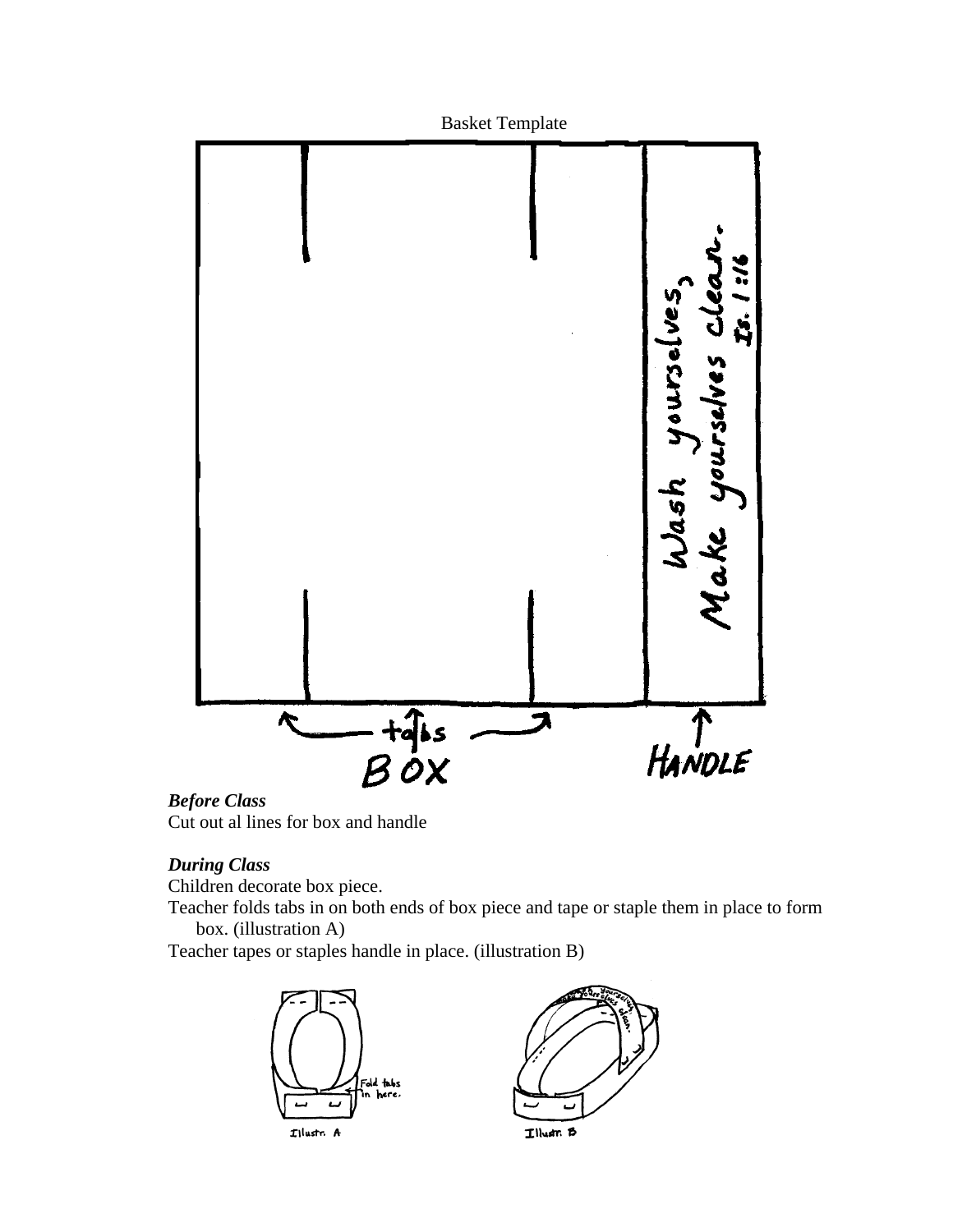Basket Template

Wash yourselves,
Make yourselves clean.
Is. 1:16

tabs
BOX

HANDLE

***Before Class***
Cut out al lines for box and handle

***During Class***
Children decorate box piece.
Teacher folds tabs in on both ends of box piece and tape or staple them in place to form box. (illustration A)
Teacher tapes or staples handle in place. (illustration B)

Fold tabs in here.

Illustr. A

Illustr. B